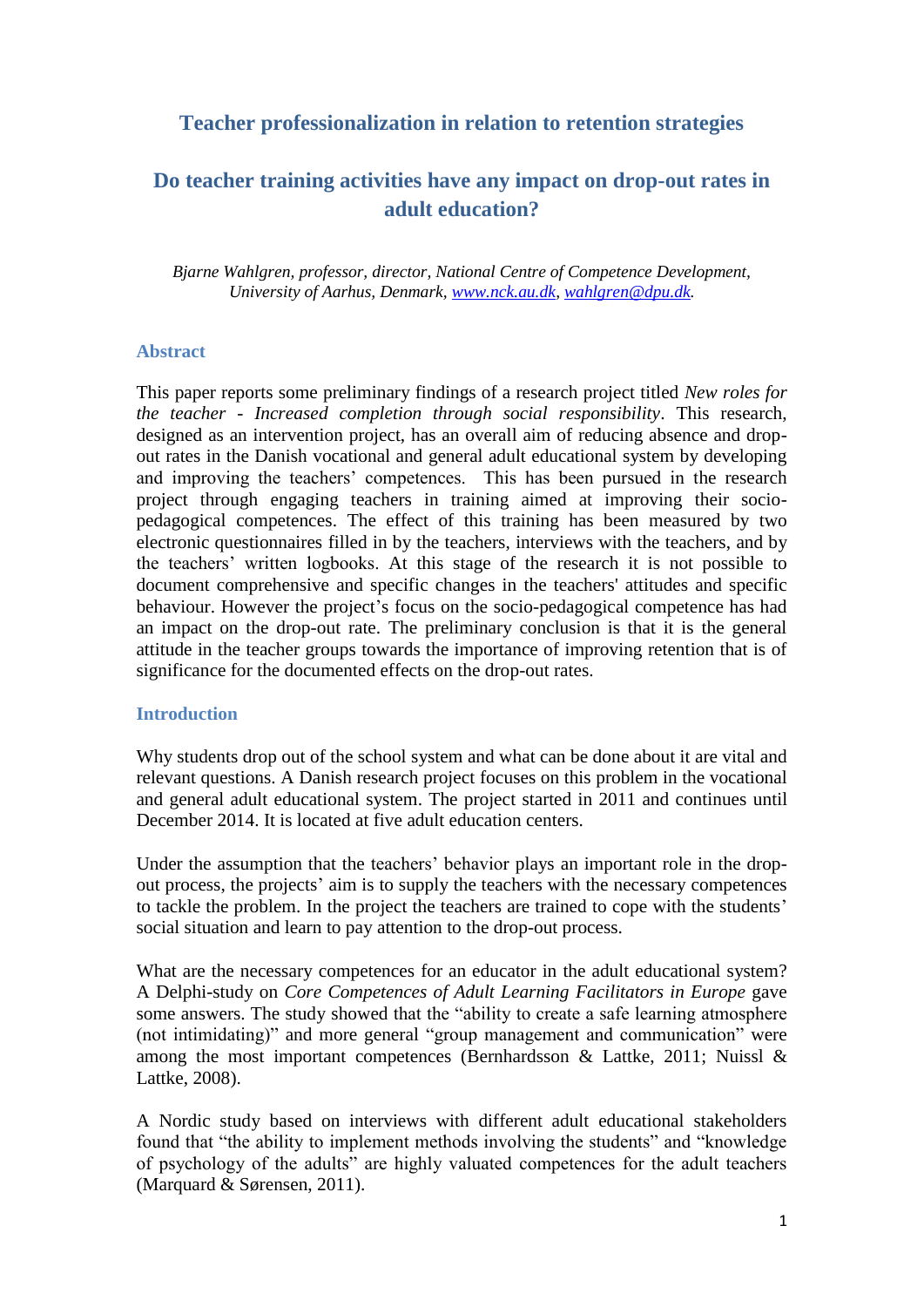# Teacher professionalization in relation to retention strategies

## Do teacher training activities have any impact on drop-out rates in adult education?

*Bjarne Wahlgren, professor, director, National Centre of Competence Development, University of Aarhus, Denmark, [www.nck.au.dk](www.nck.au.dk), [wahlgren@dpu.dk](mailto:wahlgren@dpu.dk).*

### Abstract

This paper reports some preliminary findings of a research project titled *New roles for the teacher - Increased completion through social responsibility*. This research, designed as an intervention project, has an overall aim of reducing absence and drop-out rates in the Danish vocational and general adult educational system by developing and improving the teachers' competences. This has been pursued in the research project through engaging teachers in training aimed at improving their socio-pedagogical competences. The effect of this training has been measured by two electronic questionnaires filled in by the teachers, interviews with the teachers, and by the teachers' written logbooks. At this stage of the research it is not possible to document comprehensive and specific changes in the teachers' attitudes and specific behaviour. However the project's focus on the socio-pedagogical competence has had an impact on the drop-out rate. The preliminary conclusion is that it is the general attitude in the teacher groups towards the importance of improving retention that is of significance for the documented effects on the drop-out rates.

### Introduction

Why students drop out of the school system and what can be done about it are vital and relevant questions. A Danish research project focuses on this problem in the vocational and general adult educational system. The project started in 2011 and continues until December 2014. It is located at five adult education centers.

Under the assumption that the teachers' behavior plays an important role in the drop-out process, the projects' aim is to supply the teachers with the necessary competences to tackle the problem. In the project the teachers are trained to cope with the students' social situation and learn to pay attention to the drop-out process.

What are the necessary competences for an educator in the adult educational system? A Delphi-study on *Core Competences of Adult Learning Facilitators in Europe* gave some answers. The study showed that the "ability to create a safe learning atmosphere (not intimidating)" and more general "group management and communication" were among the most important competences (Bernhardsson & Lattke, 2011; Nuissl & Lattke, 2008).

A Nordic study based on interviews with different adult educational stakeholders found that "the ability to implement methods involving the students" and "knowledge of psychology of the adults" are highly valuated competences for the adult teachers (Marquard & Sørensen, 2011).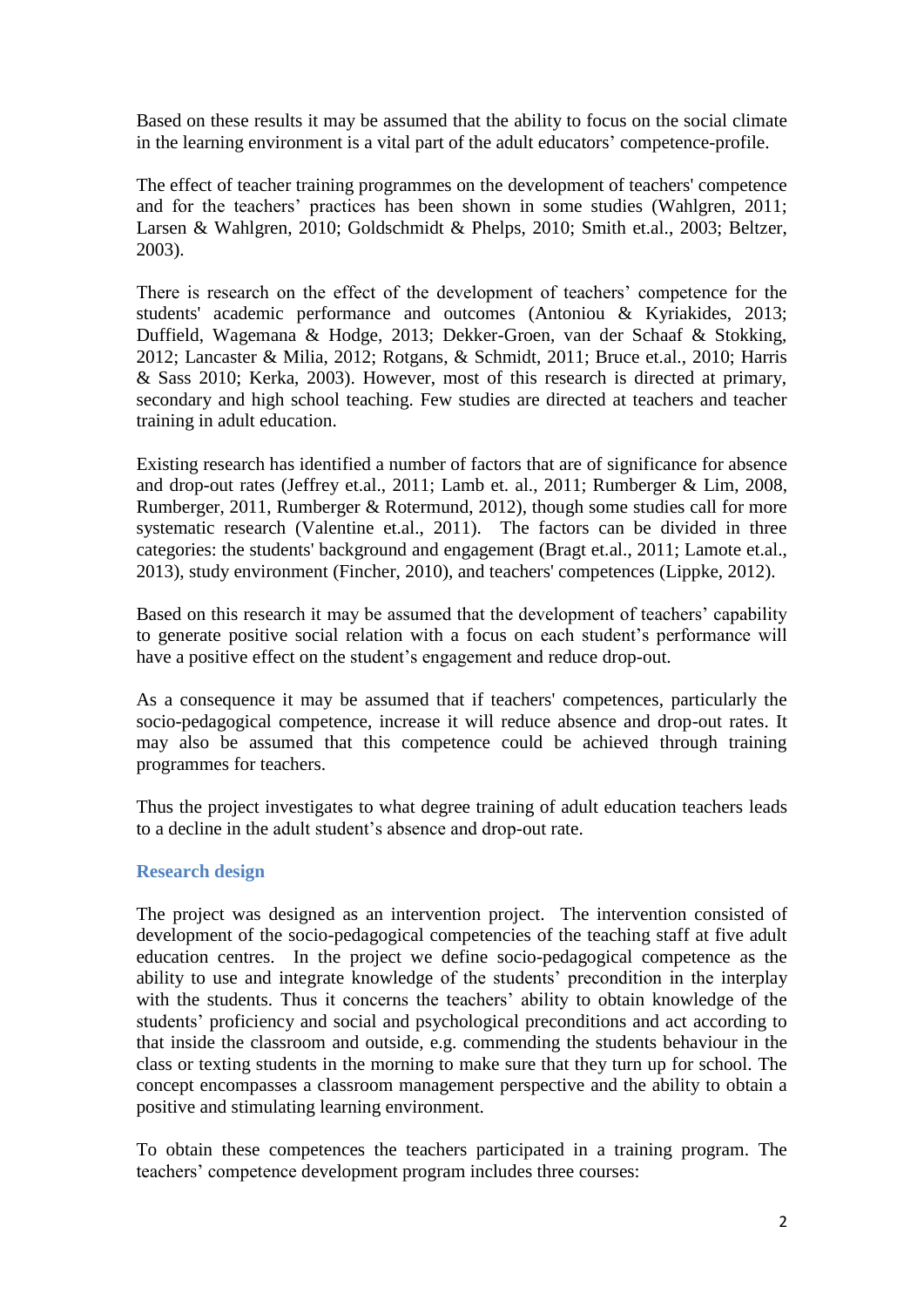Based on these results it may be assumed that the ability to focus on the social climate in the learning environment is a vital part of the adult educators' competence-profile.

The effect of teacher training programmes on the development of teachers' competence and for the teachers' practices has been shown in some studies (Wahlgren, 2011; Larsen & Wahlgren, 2010; Goldschmidt & Phelps, 2010; Smith et.al., 2003; Beltzer, 2003).

There is research on the effect of the development of teachers' competence for the students' academic performance and outcomes (Antoniou & Kyriakides, 2013; Duffield, Wagemana & Hodge, 2013; Dekker-Groen, van der Schaaf & Stokking, 2012; Lancaster & Milia, 2012; Rotgans, & Schmidt, 2011; Bruce et.al., 2010; Harris & Sass 2010; Kerka, 2003). However, most of this research is directed at primary, secondary and high school teaching. Few studies are directed at teachers and teacher training in adult education.

Existing research has identified a number of factors that are of significance for absence and drop-out rates (Jeffrey et.al., 2011; Lamb et. al., 2011; Rumberger & Lim, 2008, Rumberger, 2011, Rumberger & Rotermund, 2012), though some studies call for more systematic research (Valentine et.al., 2011). The factors can be divided in three categories: the students' background and engagement (Bragt et.al., 2011; Lamote et.al., 2013), study environment (Fincher, 2010), and teachers' competences (Lippke, 2012).

Based on this research it may be assumed that the development of teachers' capability to generate positive social relation with a focus on each student's performance will have a positive effect on the student's engagement and reduce drop-out.

As a consequence it may be assumed that if teachers' competences, particularly the socio-pedagogical competence, increase it will reduce absence and drop-out rates. It may also be assumed that this competence could be achieved through training programmes for teachers.

Thus the project investigates to what degree training of adult education teachers leads to a decline in the adult student's absence and drop-out rate.

## Research design

The project was designed as an intervention project. The intervention consisted of development of the socio-pedagogical competencies of the teaching staff at five adult education centres. In the project we define socio-pedagogical competence as the ability to use and integrate knowledge of the students' precondition in the interplay with the students. Thus it concerns the teachers' ability to obtain knowledge of the students' proficiency and social and psychological preconditions and act according to that inside the classroom and outside, e.g. commending the students behaviour in the class or texting students in the morning to make sure that they turn up for school. The concept encompasses a classroom management perspective and the ability to obtain a positive and stimulating learning environment.

To obtain these competences the teachers participated in a training program. The teachers' competence development program includes three courses: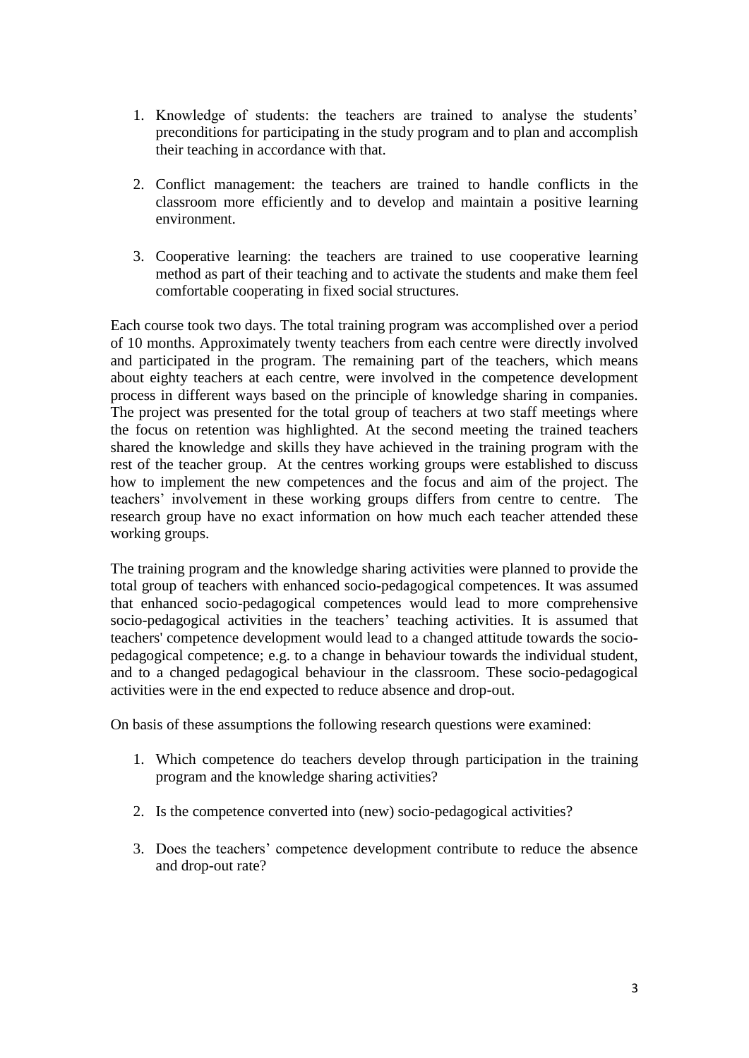1. Knowledge of students: the teachers are trained to analyse the students' preconditions for participating in the study program and to plan and accomplish their teaching in accordance with that.

2. Conflict management: the teachers are trained to handle conflicts in the classroom more efficiently and to develop and maintain a positive learning environment.

3. Cooperative learning: the teachers are trained to use cooperative learning method as part of their teaching and to activate the students and make them feel comfortable cooperating in fixed social structures.

Each course took two days. The total training program was accomplished over a period of 10 months. Approximately twenty teachers from each centre were directly involved and participated in the program. The remaining part of the teachers, which means about eighty teachers at each centre, were involved in the competence development process in different ways based on the principle of knowledge sharing in companies. The project was presented for the total group of teachers at two staff meetings where the focus on retention was highlighted. At the second meeting the trained teachers shared the knowledge and skills they have achieved in the training program with the rest of the teacher group. At the centres working groups were established to discuss how to implement the new competences and the focus and aim of the project. The teachers' involvement in these working groups differs from centre to centre. The research group have no exact information on how much each teacher attended these working groups.

The training program and the knowledge sharing activities were planned to provide the total group of teachers with enhanced socio-pedagogical competences. It was assumed that enhanced socio-pedagogical competences would lead to more comprehensive socio-pedagogical activities in the teachers' teaching activities. It is assumed that teachers' competence development would lead to a changed attitude towards the socio-pedagogical competence; e.g. to a change in behaviour towards the individual student, and to a changed pedagogical behaviour in the classroom. These socio-pedagogical activities were in the end expected to reduce absence and drop-out.

On basis of these assumptions the following research questions were examined:

1. Which competence do teachers develop through participation in the training program and the knowledge sharing activities?

2. Is the competence converted into (new) socio-pedagogical activities?

3. Does the teachers' competence development contribute to reduce the absence and drop-out rate?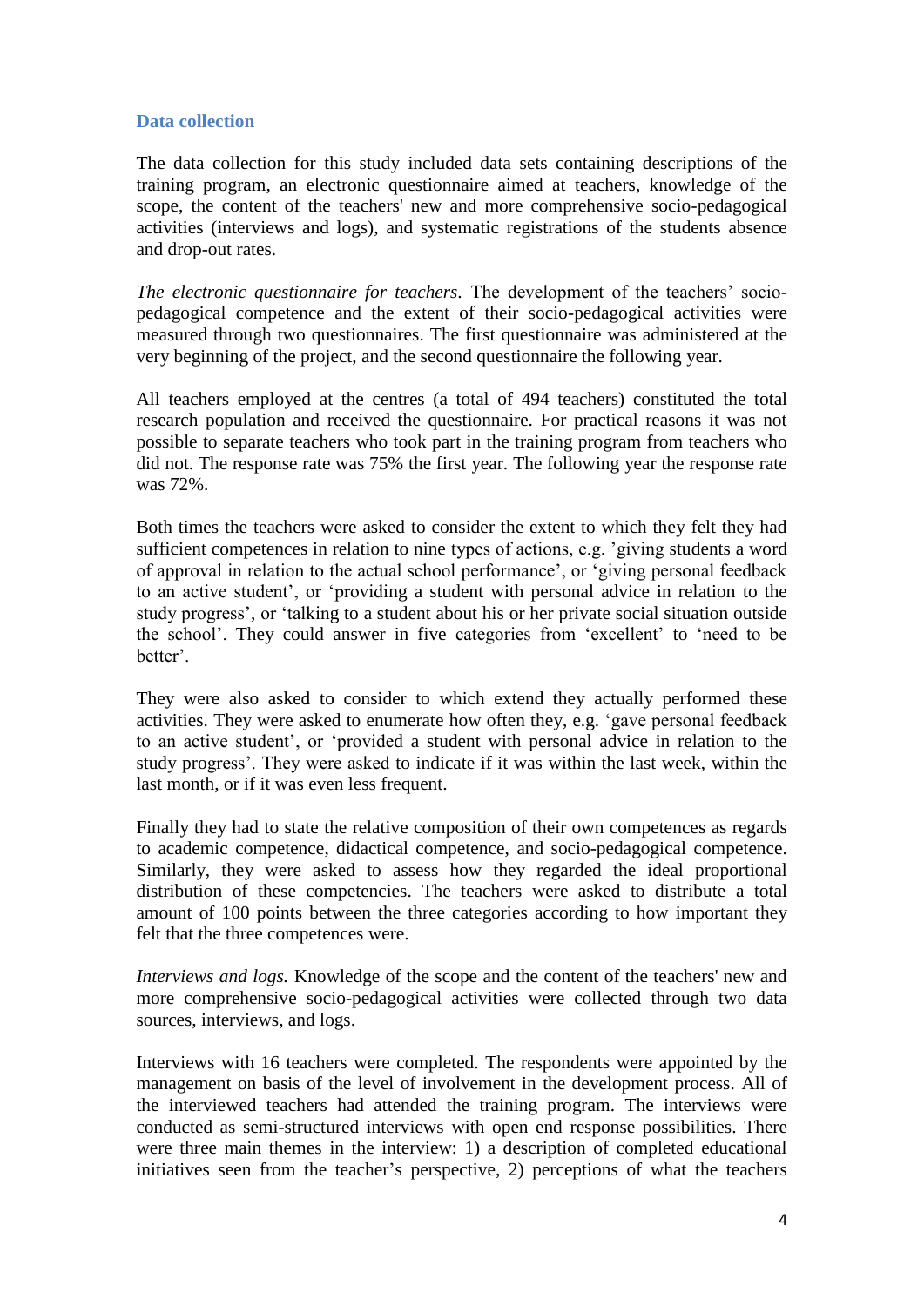## Data collection

The data collection for this study included data sets containing descriptions of the training program, an electronic questionnaire aimed at teachers, knowledge of the scope, the content of the teachers' new and more comprehensive socio-pedagogical activities (interviews and logs), and systematic registrations of the students absence and drop-out rates.

*The electronic questionnaire for teachers*. The development of the teachers' socio-pedagogical competence and the extent of their socio-pedagogical activities were measured through two questionnaires. The first questionnaire was administered at the very beginning of the project, and the second questionnaire the following year.

All teachers employed at the centres (a total of 494 teachers) constituted the total research population and received the questionnaire. For practical reasons it was not possible to separate teachers who took part in the training program from teachers who did not. The response rate was 75% the first year. The following year the response rate was 72%.

Both times the teachers were asked to consider the extent to which they felt they had sufficient competences in relation to nine types of actions, e.g. 'giving students a word of approval in relation to the actual school performance', or 'giving personal feedback to an active student', or 'providing a student with personal advice in relation to the study progress', or 'talking to a student about his or her private social situation outside the school'. They could answer in five categories from 'excellent' to 'need to be better'.

They were also asked to consider to which extend they actually performed these activities. They were asked to enumerate how often they, e.g. 'gave personal feedback to an active student', or 'provided a student with personal advice in relation to the study progress'. They were asked to indicate if it was within the last week, within the last month, or if it was even less frequent.

Finally they had to state the relative composition of their own competences as regards to academic competence, didactical competence, and socio-pedagogical competence. Similarly, they were asked to assess how they regarded the ideal proportional distribution of these competencies. The teachers were asked to distribute a total amount of 100 points between the three categories according to how important they felt that the three competences were.

*Interviews and logs.* Knowledge of the scope and the content of the teachers' new and more comprehensive socio-pedagogical activities were collected through two data sources, interviews, and logs.

Interviews with 16 teachers were completed. The respondents were appointed by the management on basis of the level of involvement in the development process. All of the interviewed teachers had attended the training program. The interviews were conducted as semi-structured interviews with open end response possibilities. There were three main themes in the interview: 1) a description of completed educational initiatives seen from the teacher's perspective, 2) perceptions of what the teachers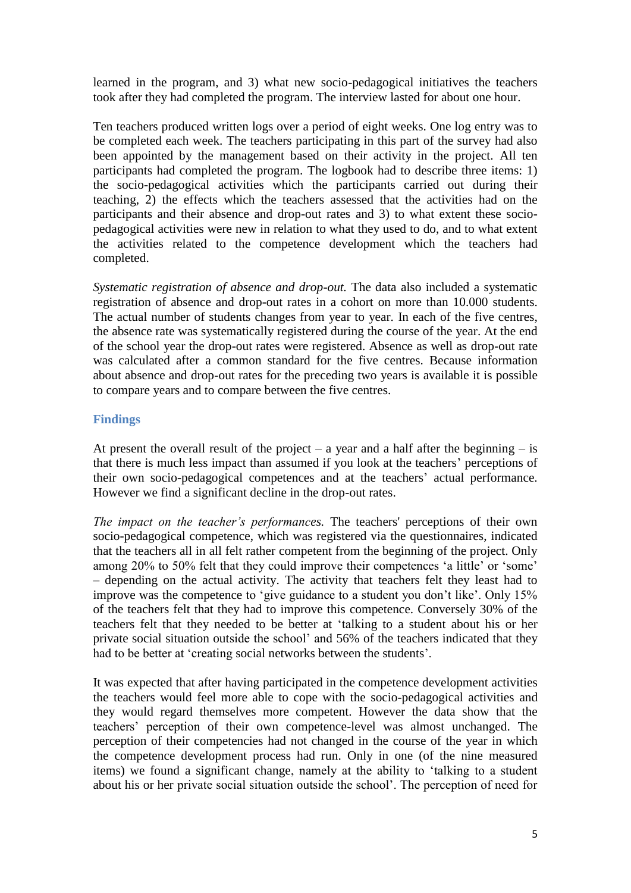learned in the program, and 3) what new socio-pedagogical initiatives the teachers took after they had completed the program. The interview lasted for about one hour.

Ten teachers produced written logs over a period of eight weeks. One log entry was to be completed each week. The teachers participating in this part of the survey had also been appointed by the management based on their activity in the project. All ten participants had completed the program. The logbook had to describe three items: 1) the socio-pedagogical activities which the participants carried out during their teaching, 2) the effects which the teachers assessed that the activities had on the participants and their absence and drop-out rates and 3) to what extent these socio-pedagogical activities were new in relation to what they used to do, and to what extent the activities related to the competence development which the teachers had completed.

*Systematic registration of absence and drop-out.* The data also included a systematic registration of absence and drop-out rates in a cohort on more than 10.000 students. The actual number of students changes from year to year. In each of the five centres, the absence rate was systematically registered during the course of the year. At the end of the school year the drop-out rates were registered. Absence as well as drop-out rate was calculated after a common standard for the five centres. Because information about absence and drop-out rates for the preceding two years is available it is possible to compare years and to compare between the five centres.

## Findings

At present the overall result of the project – a year and a half after the beginning – is that there is much less impact than assumed if you look at the teachers' perceptions of their own socio-pedagogical competences and at the teachers' actual performance. However we find a significant decline in the drop-out rates.

*The impact on the teacher's performances.* The teachers' perceptions of their own socio-pedagogical competence, which was registered via the questionnaires, indicated that the teachers all in all felt rather competent from the beginning of the project. Only among 20% to 50% felt that they could improve their competences 'a little' or 'some' – depending on the actual activity. The activity that teachers felt they least had to improve was the competence to 'give guidance to a student you don't like'. Only 15% of the teachers felt that they had to improve this competence. Conversely 30% of the teachers felt that they needed to be better at 'talking to a student about his or her private social situation outside the school' and 56% of the teachers indicated that they had to be better at 'creating social networks between the students'.

It was expected that after having participated in the competence development activities the teachers would feel more able to cope with the socio-pedagogical activities and they would regard themselves more competent. However the data show that the teachers' perception of their own competence-level was almost unchanged. The perception of their competencies had not changed in the course of the year in which the competence development process had run. Only in one (of the nine measured items) we found a significant change, namely at the ability to 'talking to a student about his or her private social situation outside the school'. The perception of need for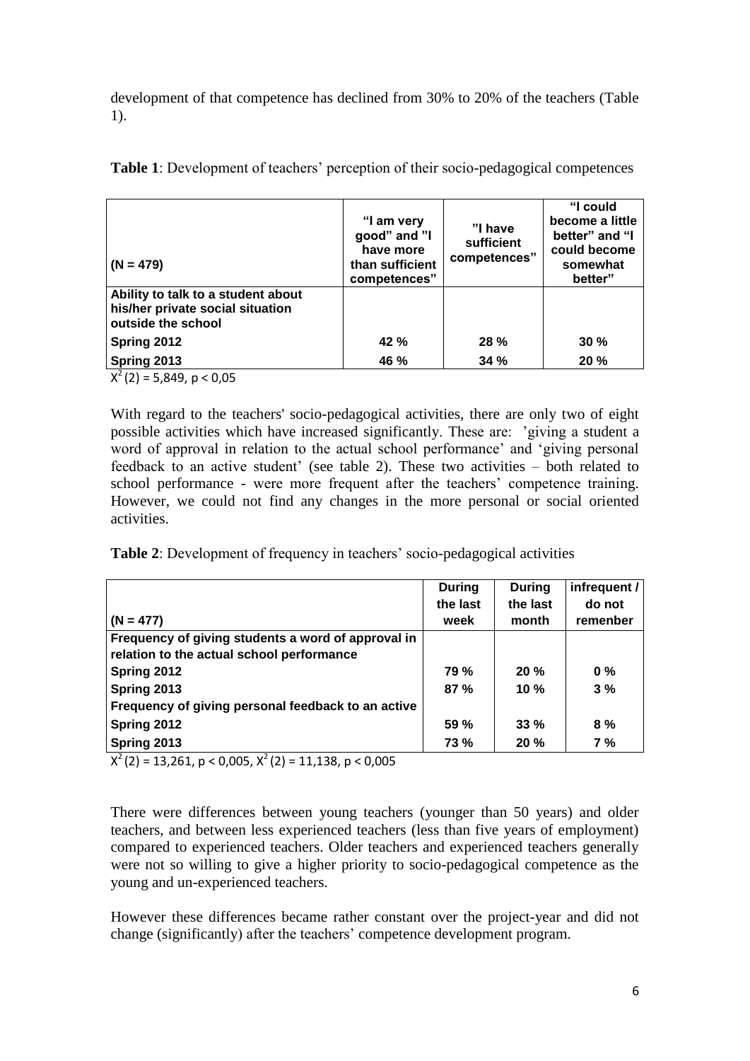development of that competence has declined from 30% to 20% of the teachers (Table 1).

**Table 1**: Development of teachers' perception of their socio-pedagogical competences

| (N = 479) | "I am very good" and "I have more than sufficient competences" | "I have sufficient competences" | "I could become a little better" and "I could become somewhat better" |
|---|---|---|---|
| **Ability to talk to a student about his/her private social situation outside the school** | | | |
| **Spring 2012** | 42 % | 28 % | 30 % |
| **Spring 2013** | 46 % | 34 % | 20 % |

$X^2(2) = 5{,}849$, $p < 0{,}05$

With regard to the teachers' socio-pedagogical activities, there are only two of eight possible activities which have increased significantly. These are: 'giving a student a word of approval in relation to the actual school performance' and 'giving personal feedback to an active student' (see table 2). These two activities – both related to school performance - were more frequent after the teachers' competence training. However, we could not find any changes in the more personal or social oriented activities.

**Table 2**: Development of frequency in teachers' socio-pedagogical activities

| (N = 477) | During the last week | During the last month | infrequent / do not remenber |
|---|---|---|---|
| **Frequency of giving students a word of approval in relation to the actual school performance** | | | |
| **Spring 2012** | 79 % | 20 % | 0 % |
| **Spring 2013** | 87 % | 10 % | 3 % |
| **Frequency of giving personal feedback to an active** | | | |
| **Spring 2012** | 59 % | 33 % | 8 % |
| **Spring 2013** | 73 % | 20 % | 7 % |

$X^2(2) = 13{,}261$, $p < 0{,}005$, $X^2(2) = 11{,}138$, $p < 0{,}005$

There were differences between young teachers (younger than 50 years) and older teachers, and between less experienced teachers (less than five years of employment) compared to experienced teachers. Older teachers and experienced teachers generally were not so willing to give a higher priority to socio-pedagogical competence as the young and un-experienced teachers.

However these differences became rather constant over the project-year and did not change (significantly) after the teachers' competence development program.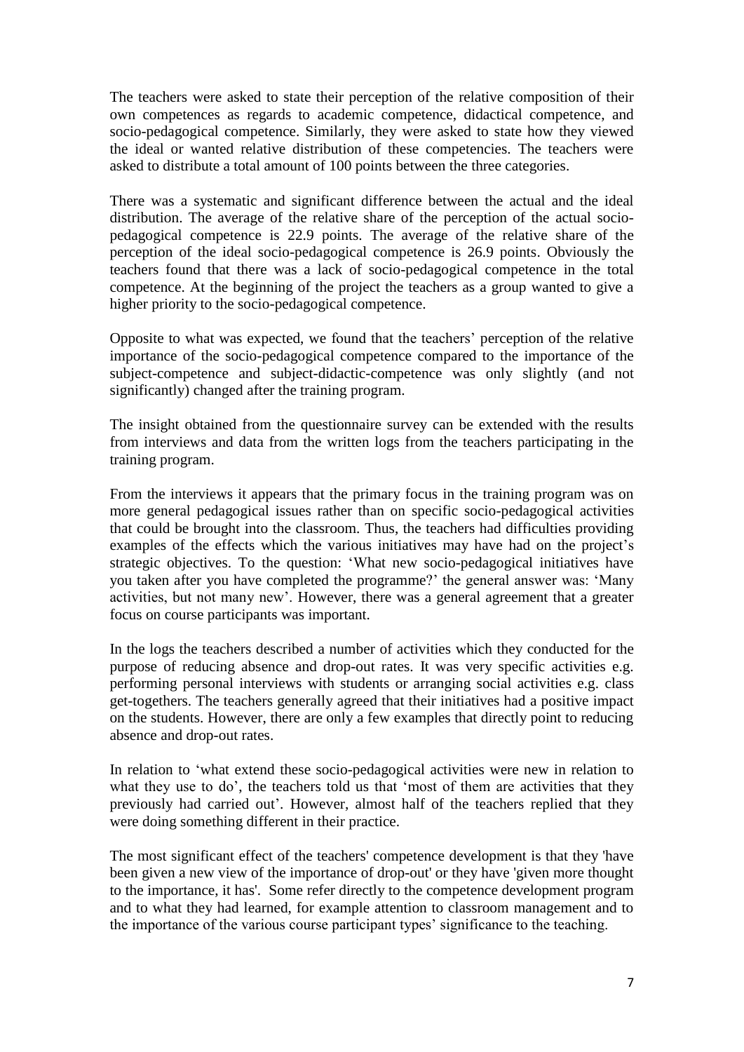The teachers were asked to state their perception of the relative composition of their own competences as regards to academic competence, didactical competence, and socio-pedagogical competence. Similarly, they were asked to state how they viewed the ideal or wanted relative distribution of these competencies. The teachers were asked to distribute a total amount of 100 points between the three categories.

There was a systematic and significant difference between the actual and the ideal distribution. The average of the relative share of the perception of the actual socio-pedagogical competence is 22.9 points. The average of the relative share of the perception of the ideal socio-pedagogical competence is 26.9 points. Obviously the teachers found that there was a lack of socio-pedagogical competence in the total competence. At the beginning of the project the teachers as a group wanted to give a higher priority to the socio-pedagogical competence.

Opposite to what was expected, we found that the teachers' perception of the relative importance of the socio-pedagogical competence compared to the importance of the subject-competence and subject-didactic-competence was only slightly (and not significantly) changed after the training program.

The insight obtained from the questionnaire survey can be extended with the results from interviews and data from the written logs from the teachers participating in the training program.

From the interviews it appears that the primary focus in the training program was on more general pedagogical issues rather than on specific socio-pedagogical activities that could be brought into the classroom. Thus, the teachers had difficulties providing examples of the effects which the various initiatives may have had on the project's strategic objectives. To the question: 'What new socio-pedagogical initiatives have you taken after you have completed the programme?' the general answer was: 'Many activities, but not many new'. However, there was a general agreement that a greater focus on course participants was important.

In the logs the teachers described a number of activities which they conducted for the purpose of reducing absence and drop-out rates. It was very specific activities e.g. performing personal interviews with students or arranging social activities e.g. class get-togethers. The teachers generally agreed that their initiatives had a positive impact on the students. However, there are only a few examples that directly point to reducing absence and drop-out rates.

In relation to 'what extend these socio-pedagogical activities were new in relation to what they use to do', the teachers told us that 'most of them are activities that they previously had carried out'. However, almost half of the teachers replied that they were doing something different in their practice.

The most significant effect of the teachers' competence development is that they 'have been given a new view of the importance of drop-out' or they have 'given more thought to the importance, it has'. Some refer directly to the competence development program and to what they had learned, for example attention to classroom management and to the importance of the various course participant types' significance to the teaching.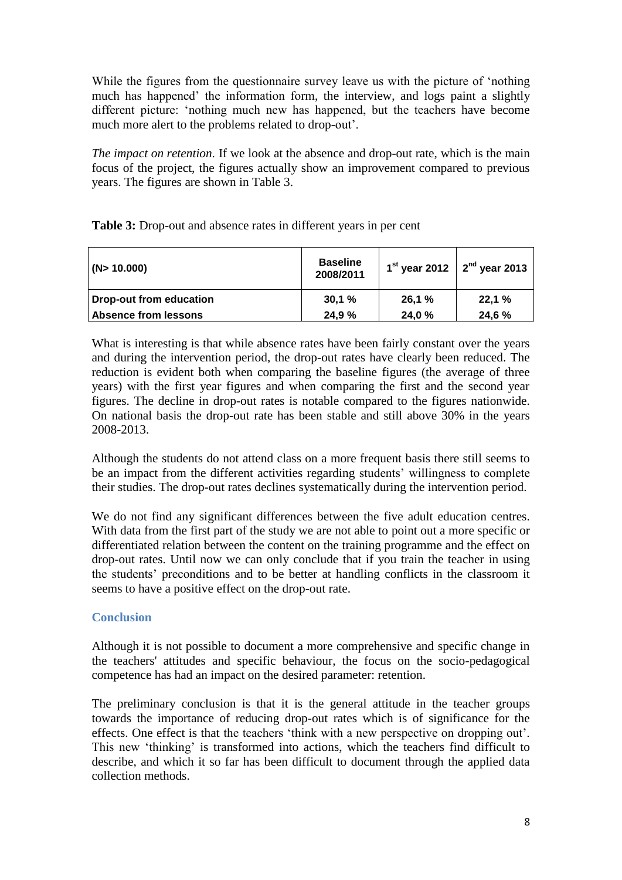While the figures from the questionnaire survey leave us with the picture of 'nothing much has happened' the information form, the interview, and logs paint a slightly different picture: 'nothing much new has happened, but the teachers have become much more alert to the problems related to drop-out'.

*The impact on retention.* If we look at the absence and drop-out rate, which is the main focus of the project, the figures actually show an improvement compared to previous years. The figures are shown in Table 3.

**Table 3:** Drop-out and absence rates in different years in per cent

| (N> 10.000) | Baseline 2008/2011 | 1st year 2012 | 2nd year 2013 |
|---|---|---|---|
| Drop-out from education | 30,1 % | 26,1 % | 22,1 % |
| Absence from lessons | 24,9 % | 24,0 % | 24,6 % |

What is interesting is that while absence rates have been fairly constant over the years and during the intervention period, the drop-out rates have clearly been reduced. The reduction is evident both when comparing the baseline figures (the average of three years) with the first year figures and when comparing the first and the second year figures. The decline in drop-out rates is notable compared to the figures nationwide. On national basis the drop-out rate has been stable and still above 30% in the years 2008-2013.

Although the students do not attend class on a more frequent basis there still seems to be an impact from the different activities regarding students' willingness to complete their studies. The drop-out rates declines systematically during the intervention period.

We do not find any significant differences between the five adult education centres. With data from the first part of the study we are not able to point out a more specific or differentiated relation between the content on the training programme and the effect on drop-out rates. Until now we can only conclude that if you train the teacher in using the students' preconditions and to be better at handling conflicts in the classroom it seems to have a positive effect on the drop-out rate.

## Conclusion

Although it is not possible to document a more comprehensive and specific change in the teachers' attitudes and specific behaviour, the focus on the socio-pedagogical competence has had an impact on the desired parameter: retention.

The preliminary conclusion is that it is the general attitude in the teacher groups towards the importance of reducing drop-out rates which is of significance for the effects. One effect is that the teachers 'think with a new perspective on dropping out'. This new 'thinking' is transformed into actions, which the teachers find difficult to describe, and which it so far has been difficult to document through the applied data collection methods.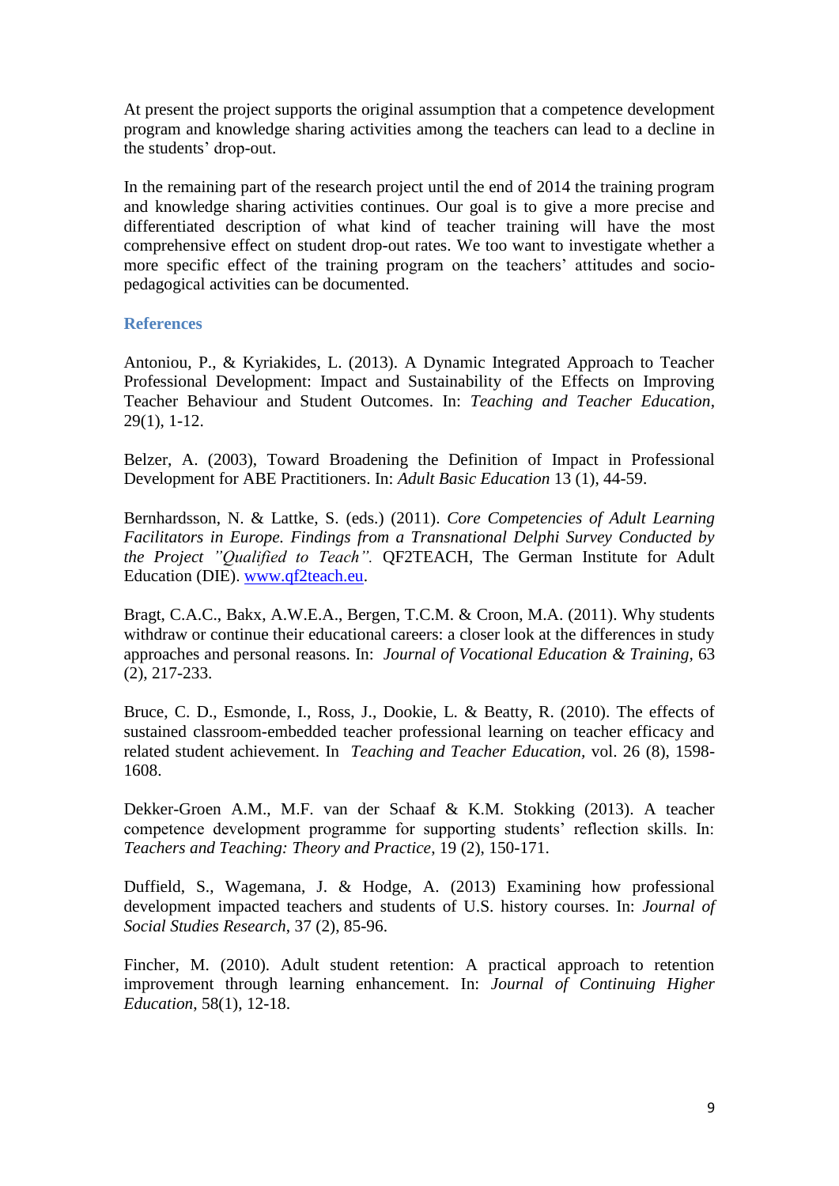At present the project supports the original assumption that a competence development program and knowledge sharing activities among the teachers can lead to a decline in the students' drop-out.

In the remaining part of the research project until the end of 2014 the training program and knowledge sharing activities continues. Our goal is to give a more precise and differentiated description of what kind of teacher training will have the most comprehensive effect on student drop-out rates. We too want to investigate whether a more specific effect of the training program on the teachers' attitudes and socio-pedagogical activities can be documented.

## References

Antoniou, P., & Kyriakides, L. (2013). A Dynamic Integrated Approach to Teacher Professional Development: Impact and Sustainability of the Effects on Improving Teacher Behaviour and Student Outcomes. In: *Teaching and Teacher Education*, 29(1), 1-12.

Belzer, A. (2003), Toward Broadening the Definition of Impact in Professional Development for ABE Practitioners. In: *Adult Basic Education* 13 (1), 44-59.

Bernhardsson, N. & Lattke, S. (eds.) (2011). *Core Competencies of Adult Learning Facilitators in Europe. Findings from a Transnational Delphi Survey Conducted by the Project "Qualified to Teach".* QF2TEACH, The German Institute for Adult Education (DIE). www.qf2teach.eu.

Bragt, C.A.C., Bakx, A.W.E.A., Bergen, T.C.M. & Croon, M.A. (2011). Why students withdraw or continue their educational careers: a closer look at the differences in study approaches and personal reasons. In: *Journal of Vocational Education & Training*, 63 (2), 217-233.

Bruce, C. D., Esmonde, I., Ross, J., Dookie, L. & Beatty, R. (2010). The effects of sustained classroom-embedded teacher professional learning on teacher efficacy and related student achievement. In *Teaching and Teacher Education*, vol. 26 (8), 1598-1608.

Dekker-Groen A.M., M.F. van der Schaaf & K.M. Stokking (2013). A teacher competence development programme for supporting students' reflection skills. In: *Teachers and Teaching: Theory and Practice*, 19 (2), 150-171.

Duffield, S., Wagemana, J. & Hodge, A. (2013) Examining how professional development impacted teachers and students of U.S. history courses. In: *Journal of Social Studies Research*, 37 (2), 85-96.

Fincher, M. (2010). Adult student retention: A practical approach to retention improvement through learning enhancement. In: *Journal of Continuing Higher Education*, 58(1), 12-18.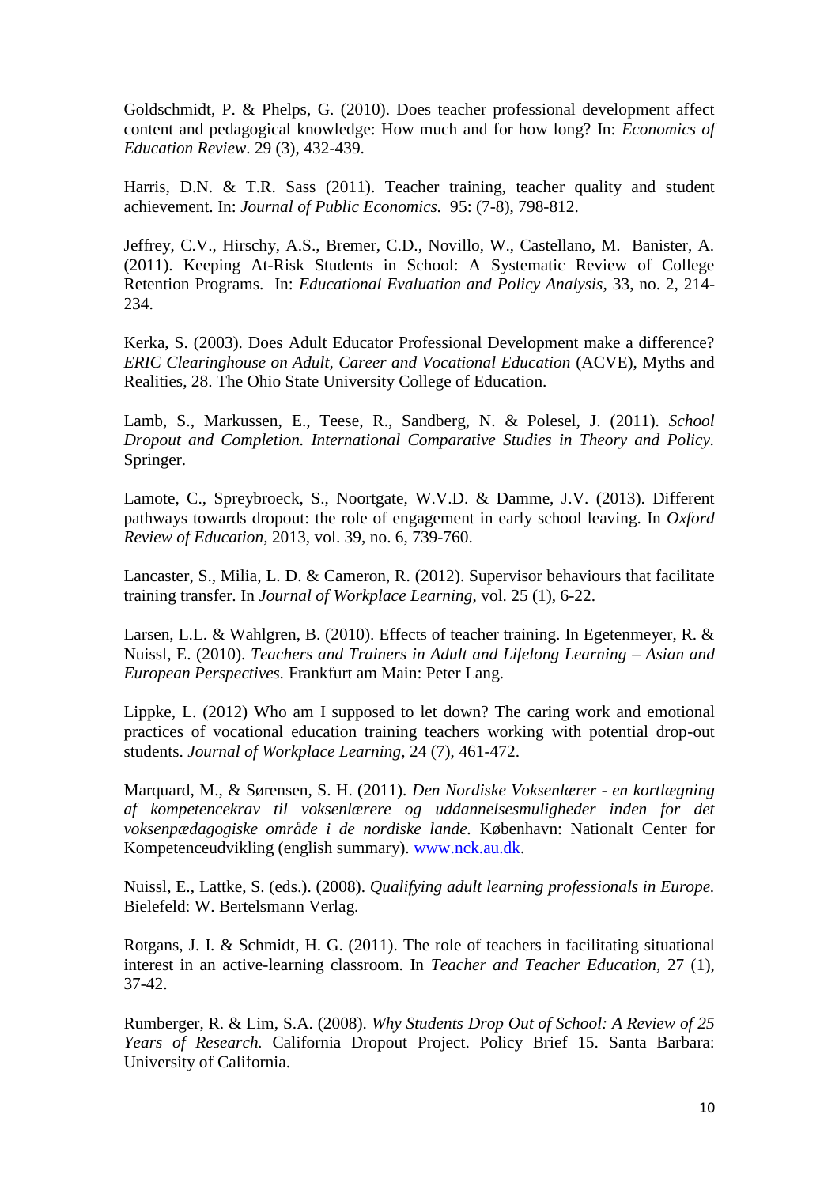Goldschmidt, P. & Phelps, G. (2010). Does teacher professional development affect content and pedagogical knowledge: How much and for how long? In: *Economics of Education Review*. 29 (3), 432-439.

Harris, D.N. & T.R. Sass (2011). Teacher training, teacher quality and student achievement. In: *Journal of Public Economics.* 95: (7-8), 798-812.

Jeffrey, C.V., Hirschy, A.S., Bremer, C.D., Novillo, W., Castellano, M. Banister, A. (2011). Keeping At-Risk Students in School: A Systematic Review of College Retention Programs. In: *Educational Evaluation and Policy Analysis*, 33, no. 2, 214-234.

Kerka, S. (2003). Does Adult Educator Professional Development make a difference? *ERIC Clearinghouse on Adult, Career and Vocational Education* (ACVE), Myths and Realities, 28. The Ohio State University College of Education.

Lamb, S., Markussen, E., Teese, R., Sandberg, N. & Polesel, J. (2011). *School Dropout and Completion. International Comparative Studies in Theory and Policy.* Springer.

Lamote, C., Spreybroeck, S., Noortgate, W.V.D. & Damme, J.V. (2013). Different pathways towards dropout: the role of engagement in early school leaving. In *Oxford Review of Education*, 2013, vol. 39, no. 6, 739-760.

Lancaster, S., Milia, L. D. & Cameron, R. (2012). Supervisor behaviours that facilitate training transfer. In *Journal of Workplace Learning*, vol. 25 (1), 6-22.

Larsen, L.L. & Wahlgren, B. (2010). Effects of teacher training. In Egetenmeyer, R. & Nuissl, E. (2010). *Teachers and Trainers in Adult and Lifelong Learning – Asian and European Perspectives.* Frankfurt am Main: Peter Lang.

Lippke, L. (2012) Who am I supposed to let down? The caring work and emotional practices of vocational education training teachers working with potential drop-out students. *Journal of Workplace Learning*, 24 (7), 461-472.

Marquard, M., & Sørensen, S. H. (2011). *Den Nordiske Voksenlærer - en kortlægning af kompetencekrav til voksenlærere og uddannelsesmuligheder inden for det voksenpædagogiske område i de nordiske lande.* København: Nationalt Center for Kompetenceudvikling (english summary). www.nck.au.dk.

Nuissl, E., Lattke, S. (eds.). (2008). *Qualifying adult learning professionals in Europe.* Bielefeld: W. Bertelsmann Verlag.

Rotgans, J. I. & Schmidt, H. G. (2011). The role of teachers in facilitating situational interest in an active-learning classroom. In *Teacher and Teacher Education*, 27 (1), 37-42.

Rumberger, R. & Lim, S.A. (2008). *Why Students Drop Out of School: A Review of 25 Years of Research.* California Dropout Project. Policy Brief 15. Santa Barbara: University of California.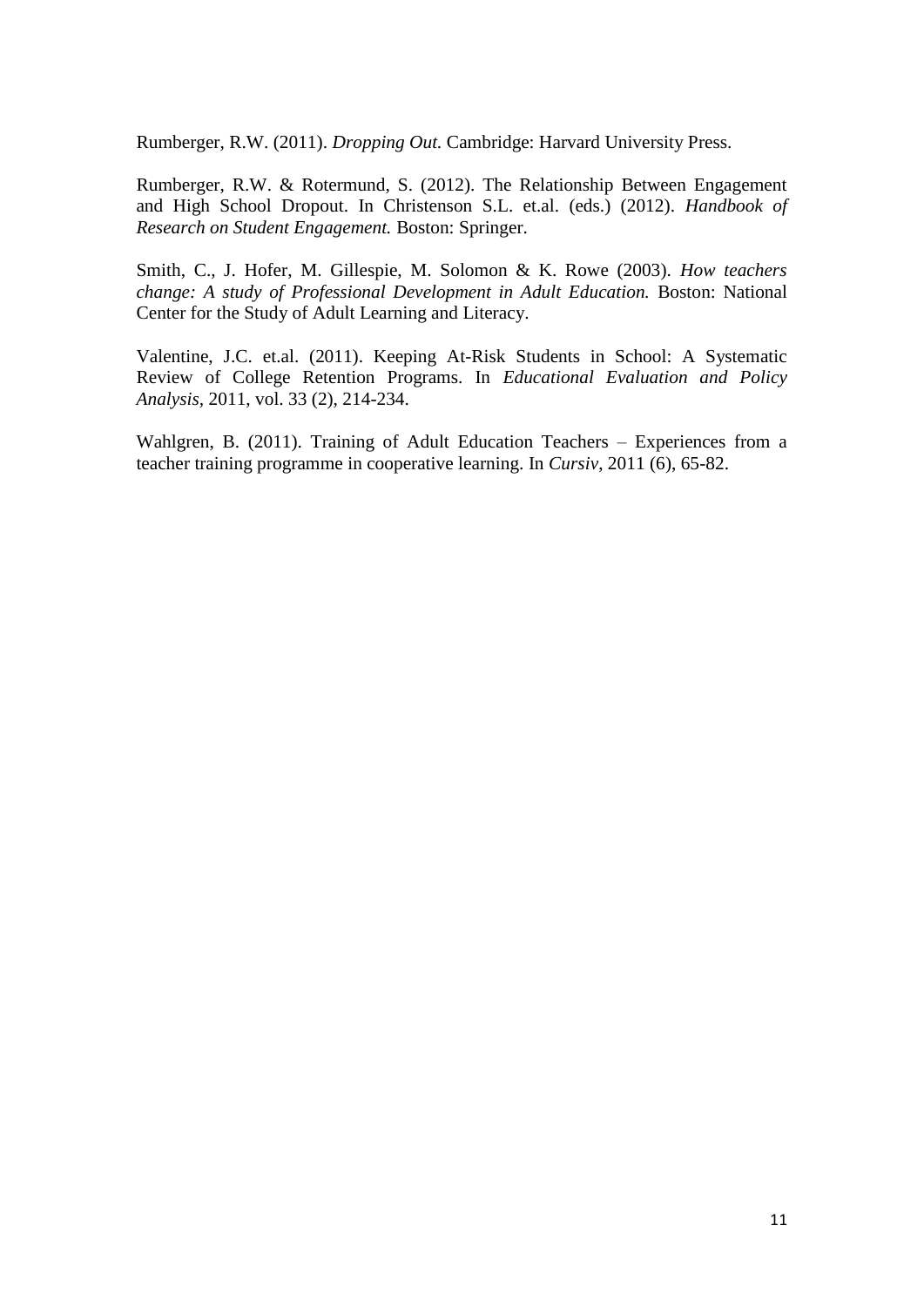Rumberger, R.W. (2011). *Dropping Out.* Cambridge: Harvard University Press.

Rumberger, R.W. & Rotermund, S. (2012). The Relationship Between Engagement and High School Dropout. In Christenson S.L. et.al. (eds.) (2012). *Handbook of Research on Student Engagement.* Boston: Springer.

Smith, C., J. Hofer, M. Gillespie, M. Solomon & K. Rowe (2003). *How teachers change: A study of Professional Development in Adult Education.* Boston: National Center for the Study of Adult Learning and Literacy.

Valentine, J.C. et.al. (2011). Keeping At-Risk Students in School: A Systematic Review of College Retention Programs. In *Educational Evaluation and Policy Analysis,* 2011, vol. 33 (2), 214-234.

Wahlgren, B. (2011). Training of Adult Education Teachers – Experiences from a teacher training programme in cooperative learning. In *Cursiv*, 2011 (6), 65-82.